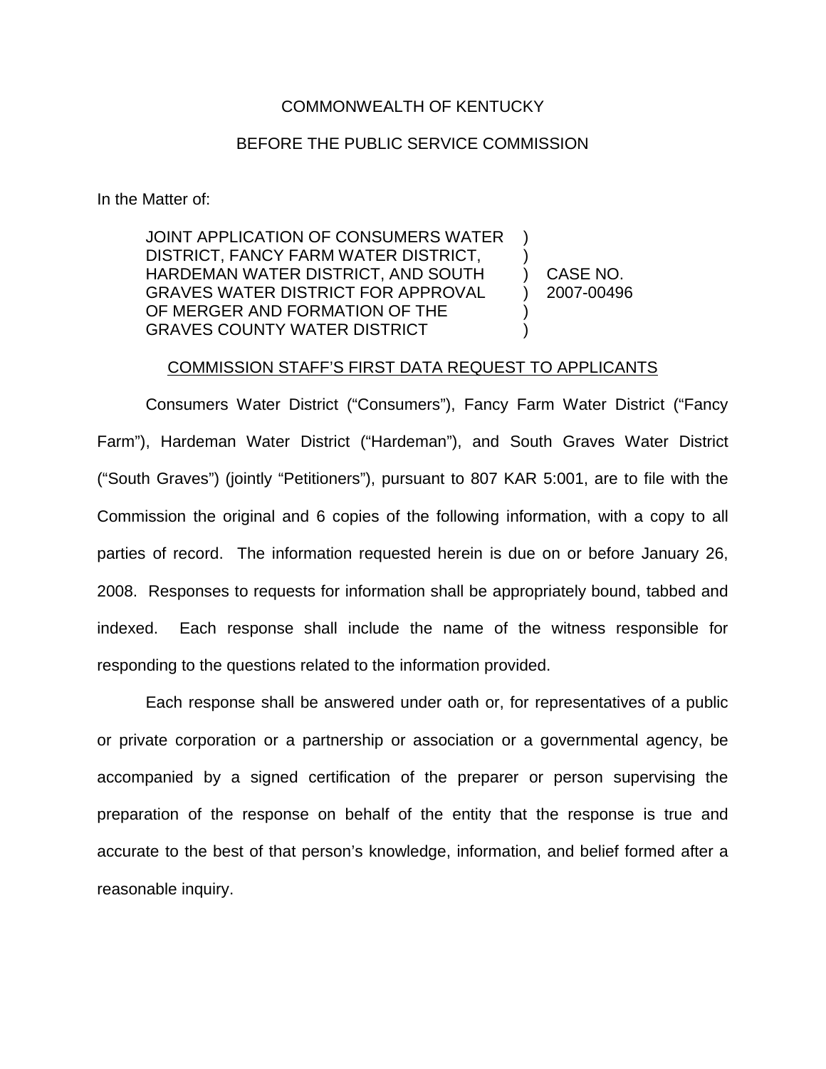COMMONWEALTH OF KENTUCKY

BEFORE THE PUBLIC SERVICE COMMISSION

In the Matter of:

| | | |
|---|---|---|
| JOINT APPLICATION OF CONSUMERS WATER DISTRICT, FANCY FARM WATER DISTRICT, HARDEMAN WATER DISTRICT, AND SOUTH GRAVES WATER DISTRICT FOR APPROVAL OF MERGER AND FORMATION OF THE GRAVES COUNTY WATER DISTRICT | ) | CASE NO. 2007-00496 |

COMMISSION STAFF'S FIRST DATA REQUEST TO APPLICANTS

Consumers Water District ("Consumers"), Fancy Farm Water District ("Fancy Farm"), Hardeman Water District ("Hardeman"), and South Graves Water District ("South Graves") (jointly "Petitioners"), pursuant to 807 KAR 5:001, are to file with the Commission the original and 6 copies of the following information, with a copy to all parties of record. The information requested herein is due on or before January 26, 2008. Responses to requests for information shall be appropriately bound, tabbed and indexed. Each response shall include the name of the witness responsible for responding to the questions related to the information provided.

Each response shall be answered under oath or, for representatives of a public or private corporation or a partnership or association or a governmental agency, be accompanied by a signed certification of the preparer or person supervising the preparation of the response on behalf of the entity that the response is true and accurate to the best of that person's knowledge, information, and belief formed after a reasonable inquiry.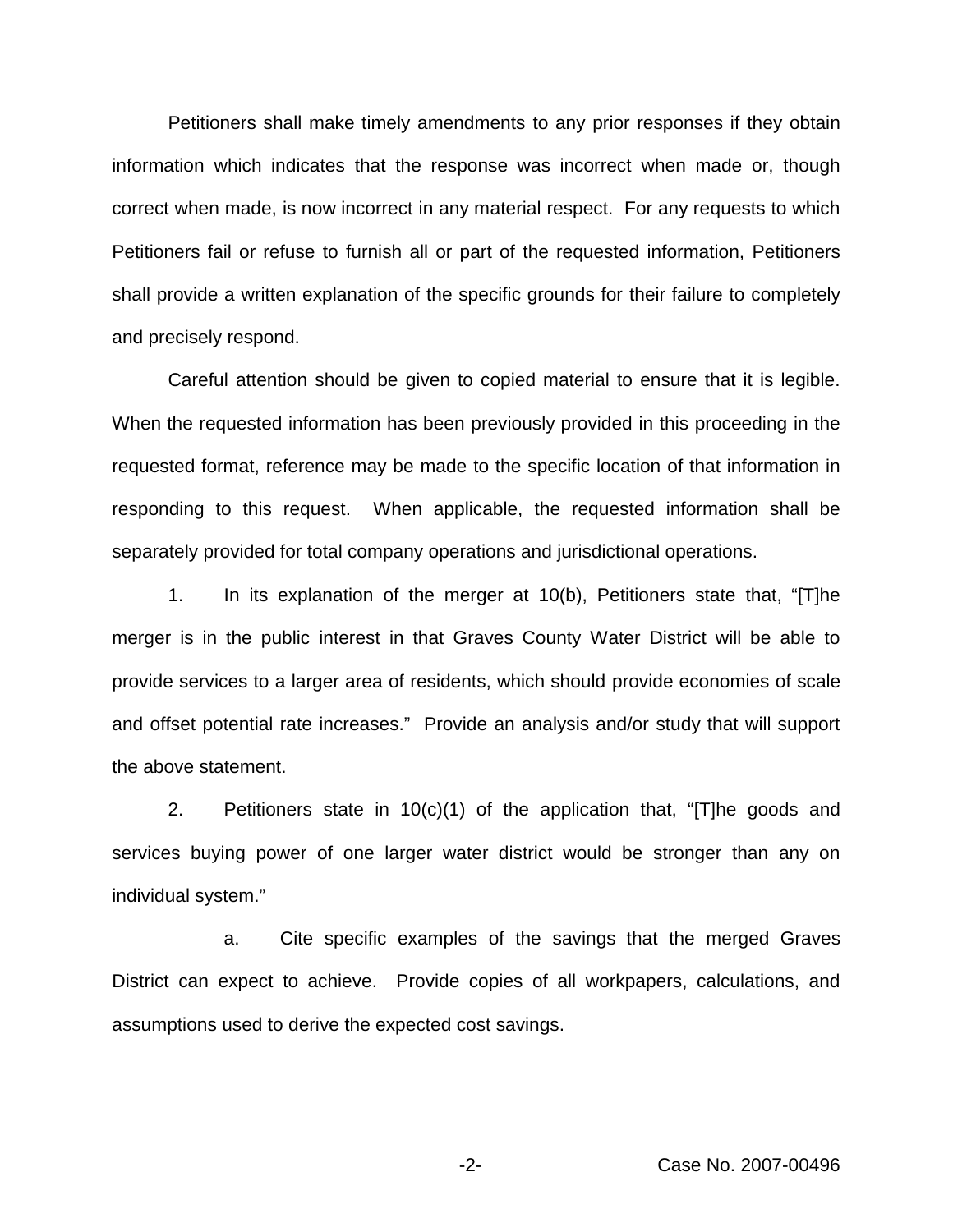Petitioners shall make timely amendments to any prior responses if they obtain information which indicates that the response was incorrect when made or, though correct when made, is now incorrect in any material respect. For any requests to which Petitioners fail or refuse to furnish all or part of the requested information, Petitioners shall provide a written explanation of the specific grounds for their failure to completely and precisely respond.

Careful attention should be given to copied material to ensure that it is legible. When the requested information has been previously provided in this proceeding in the requested format, reference may be made to the specific location of that information in responding to this request. When applicable, the requested information shall be separately provided for total company operations and jurisdictional operations.

1. In its explanation of the merger at 10(b), Petitioners state that, "[T]he merger is in the public interest in that Graves County Water District will be able to provide services to a larger area of residents, which should provide economies of scale and offset potential rate increases." Provide an analysis and/or study that will support the above statement.

2. Petitioners state in 10(c)(1) of the application that, "[T]he goods and services buying power of one larger water district would be stronger than any on individual system."

   a. Cite specific examples of the savings that the merged Graves District can expect to achieve. Provide copies of all workpapers, calculations, and assumptions used to derive the expected cost savings.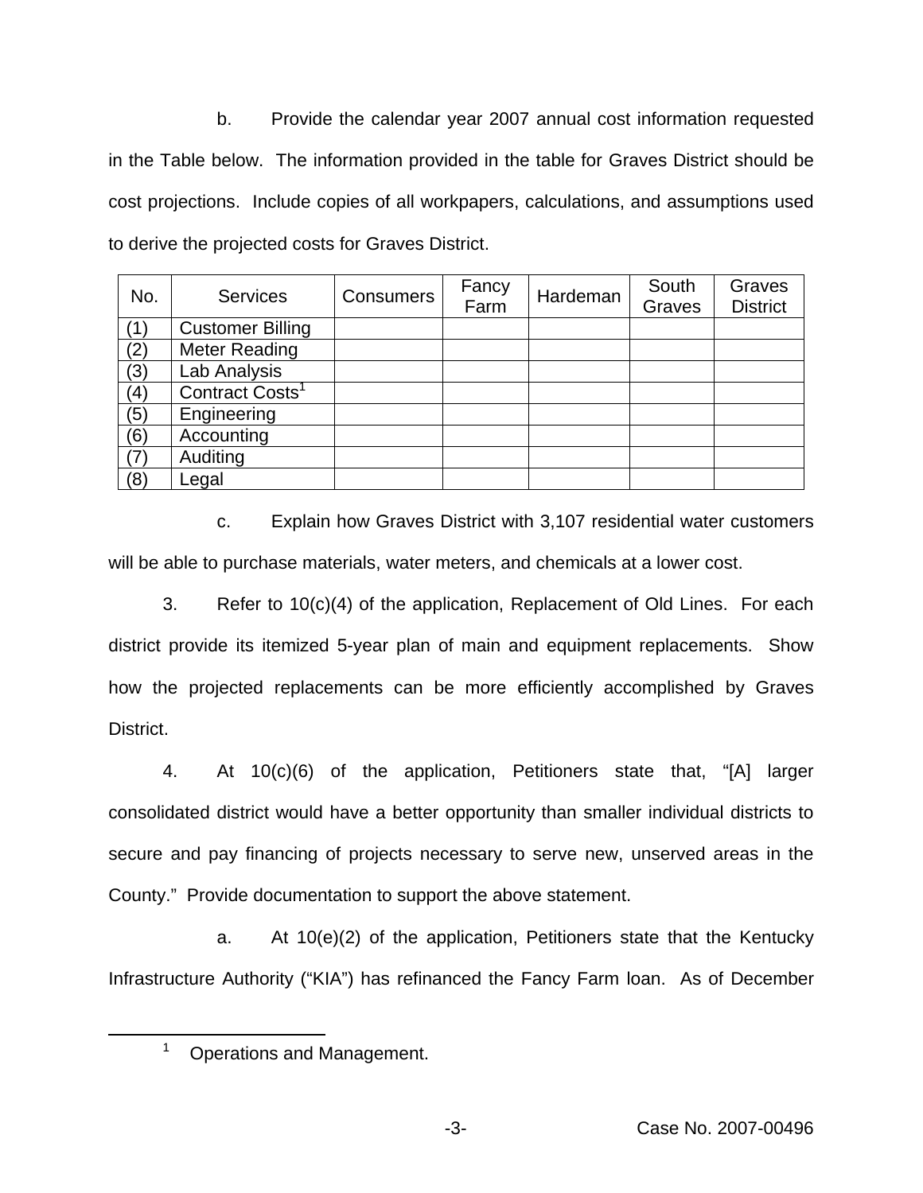b. Provide the calendar year 2007 annual cost information requested in the Table below. The information provided in the table for Graves District should be cost projections. Include copies of all workpapers, calculations, and assumptions used to derive the projected costs for Graves District.

| No. | Services | Consumers | Fancy Farm | Hardeman | South Graves | Graves District |
|---|---|---|---|---|---|---|
| (1) | Customer Billing | | | | | |
| (2) | Meter Reading | | | | | |
| (3) | Lab Analysis | | | | | |
| (4) | Contract Costs[1] | | | | | |
| (5) | Engineering | | | | | |
| (6) | Accounting | | | | | |
| (7) | Auditing | | | | | |
| (8) | Legal | | | | | |

c. Explain how Graves District with 3,107 residential water customers will be able to purchase materials, water meters, and chemicals at a lower cost.

3. Refer to 10(c)(4) of the application, Replacement of Old Lines. For each district provide its itemized 5-year plan of main and equipment replacements. Show how the projected replacements can be more efficiently accomplished by Graves District.

4. At 10(c)(6) of the application, Petitioners state that, "[A] larger consolidated district would have a better opportunity than smaller individual districts to secure and pay financing of projects necessary to serve new, unserved areas in the County." Provide documentation to support the above statement.

a. At 10(e)(2) of the application, Petitioners state that the Kentucky Infrastructure Authority ("KIA") has refinanced the Fancy Farm loan. As of December

[1] Operations and Management.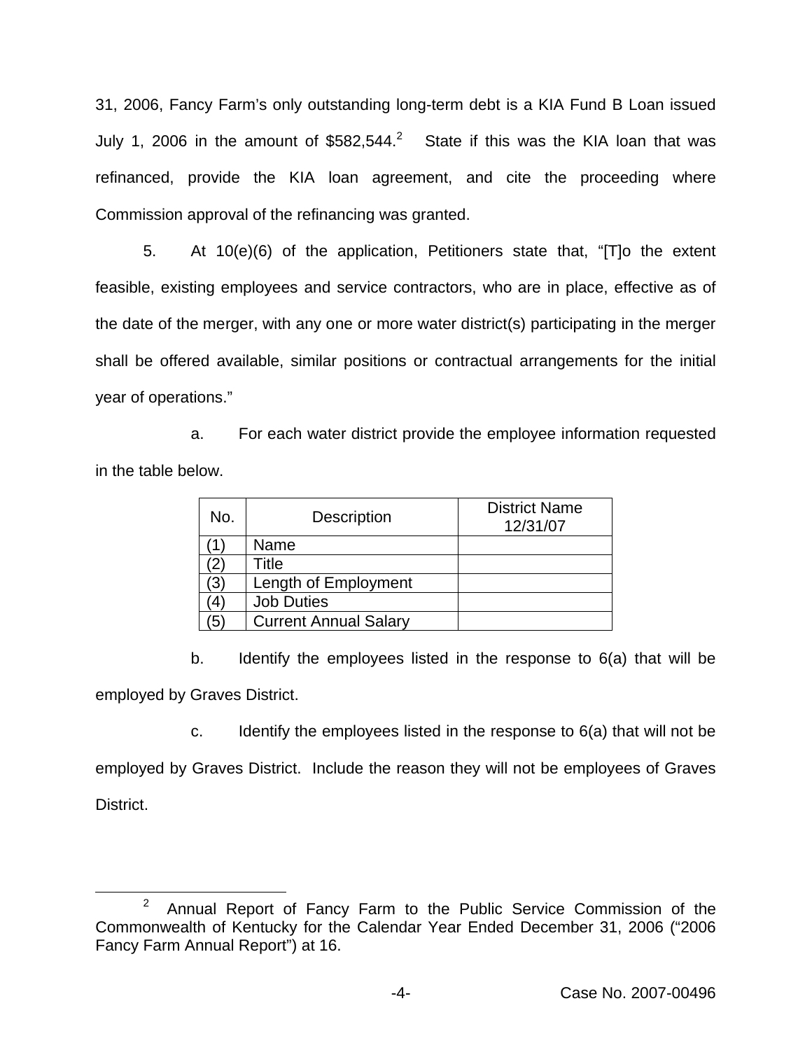31, 2006, Fancy Farm's only outstanding long-term debt is a KIA Fund B Loan issued July 1, 2006 in the amount of $582,544.[2] State if this was the KIA loan that was refinanced, provide the KIA loan agreement, and cite the proceeding where Commission approval of the refinancing was granted.

5. At 10(e)(6) of the application, Petitioners state that, "[T]o the extent feasible, existing employees and service contractors, who are in place, effective as of the date of the merger, with any one or more water district(s) participating in the merger shall be offered available, similar positions or contractual arrangements for the initial year of operations."

a. For each water district provide the employee information requested in the table below.

| No. | Description | District Name 12/31/07 |
|---|---|---|
| (1) | Name | |
| (2) | Title | |
| (3) | Length of Employment | |
| (4) | Job Duties | |
| (5) | Current Annual Salary | |

b. Identify the employees listed in the response to 6(a) that will be employed by Graves District.

c. Identify the employees listed in the response to 6(a) that will not be employed by Graves District. Include the reason they will not be employees of Graves District.

[2] Annual Report of Fancy Farm to the Public Service Commission of the Commonwealth of Kentucky for the Calendar Year Ended December 31, 2006 ("2006 Fancy Farm Annual Report") at 16.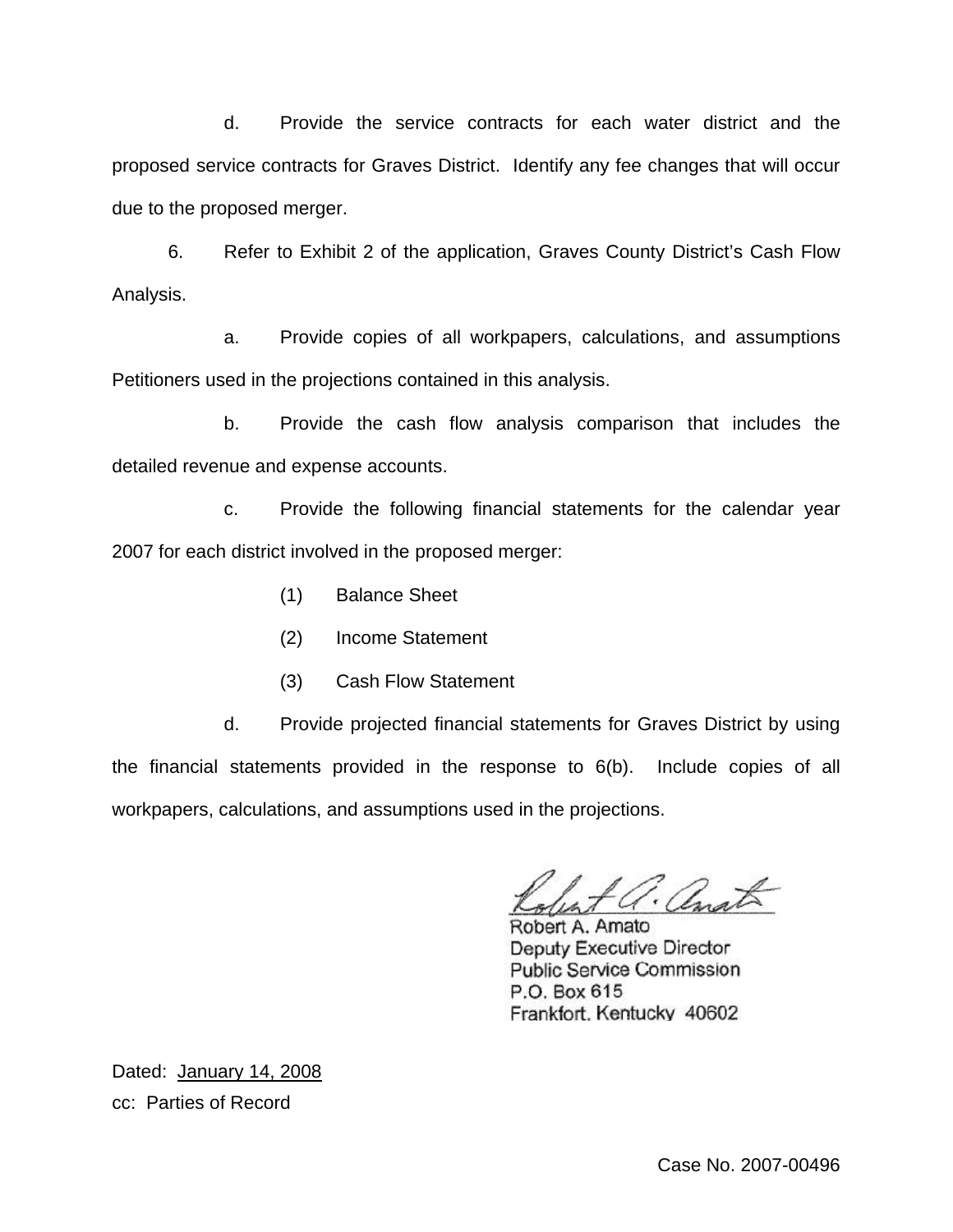d. Provide the service contracts for each water district and the proposed service contracts for Graves District. Identify any fee changes that will occur due to the proposed merger.

6. Refer to Exhibit 2 of the application, Graves County District's Cash Flow Analysis.

a. Provide copies of all workpapers, calculations, and assumptions Petitioners used in the projections contained in this analysis.

b. Provide the cash flow analysis comparison that includes the detailed revenue and expense accounts.

c. Provide the following financial statements for the calendar year 2007 for each district involved in the proposed merger:

(1) Balance Sheet

(2) Income Statement

(3) Cash Flow Statement

d. Provide projected financial statements for Graves District by using the financial statements provided in the response to 6(b). Include copies of all workpapers, calculations, and assumptions used in the projections.

Robert A. Amato
Deputy Executive Director
Public Service Commission
P.O. Box 615
Frankfort, Kentucky 40602

Dated: January 14, 2008

cc: Parties of Record

Case No. 2007-00496